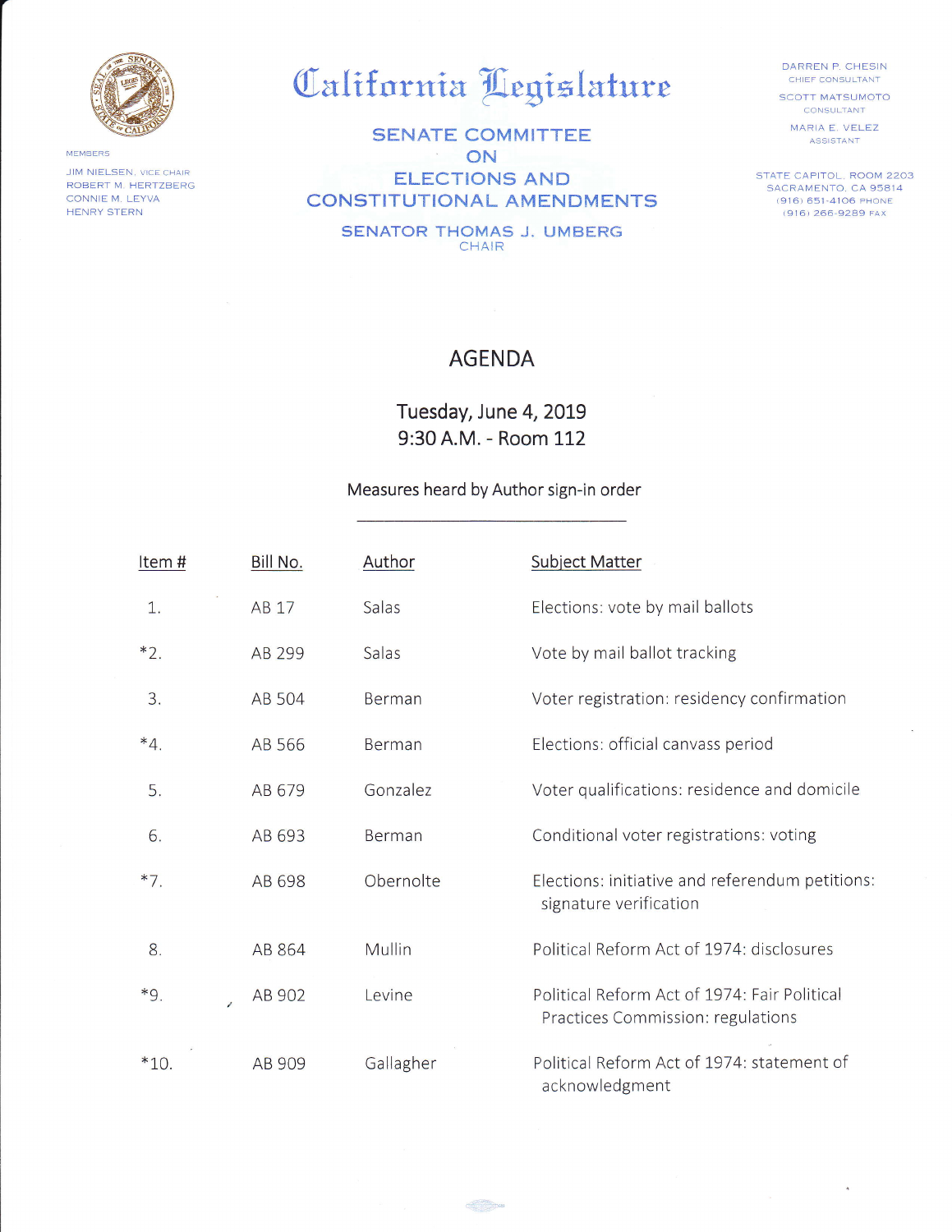# California Legislature

## SENATE COMMITTEE ON ELECTIONS AND CONSTITUTIONAL AMENDMENTS

**SENATOR THOMAS J. UMBERG**
CHAIR

MEMBERS
JIM NIELSEN, VICE CHAIR
ROBERT M. HERTZBERG
CONNIE M. LEYVA
HENRY STERN

DARREN P. CHESIN
CHIEF CONSULTANT
SCOTT MATSUMOTO
CONSULTANT
MARIA E. VELEZ
ASSISTANT

STATE CAPITOL, ROOM 2203
SACRAMENTO, CA 95814
(916) 651-4106 PHONE
(916) 266-9289 FAX

## AGENDA

**Tuesday, June 4, 2019**
**9:30 A.M. - Room 112**

Measures heard by Author sign-in order

| Item # | Bill No. | Author | Subject Matter |
|---|---|---|---|
| 1. | AB 17 | Salas | Elections: vote by mail ballots |
| *2. | AB 299 | Salas | Vote by mail ballot tracking |
| 3. | AB 504 | Berman | Voter registration: residency confirmation |
| *4. | AB 566 | Berman | Elections: official canvass period |
| 5. | AB 679 | Gonzalez | Voter qualifications: residence and domicile |
| 6. | AB 693 | Berman | Conditional voter registrations: voting |
| *7. | AB 698 | Obernolte | Elections: initiative and referendum petitions: signature verification |
| 8. | AB 864 | Mullin | Political Reform Act of 1974: disclosures |
| *9. | AB 902 | Levine | Political Reform Act of 1974: Fair Political Practices Commission: regulations |
| *10. | AB 909 | Gallagher | Political Reform Act of 1974: statement of acknowledgment |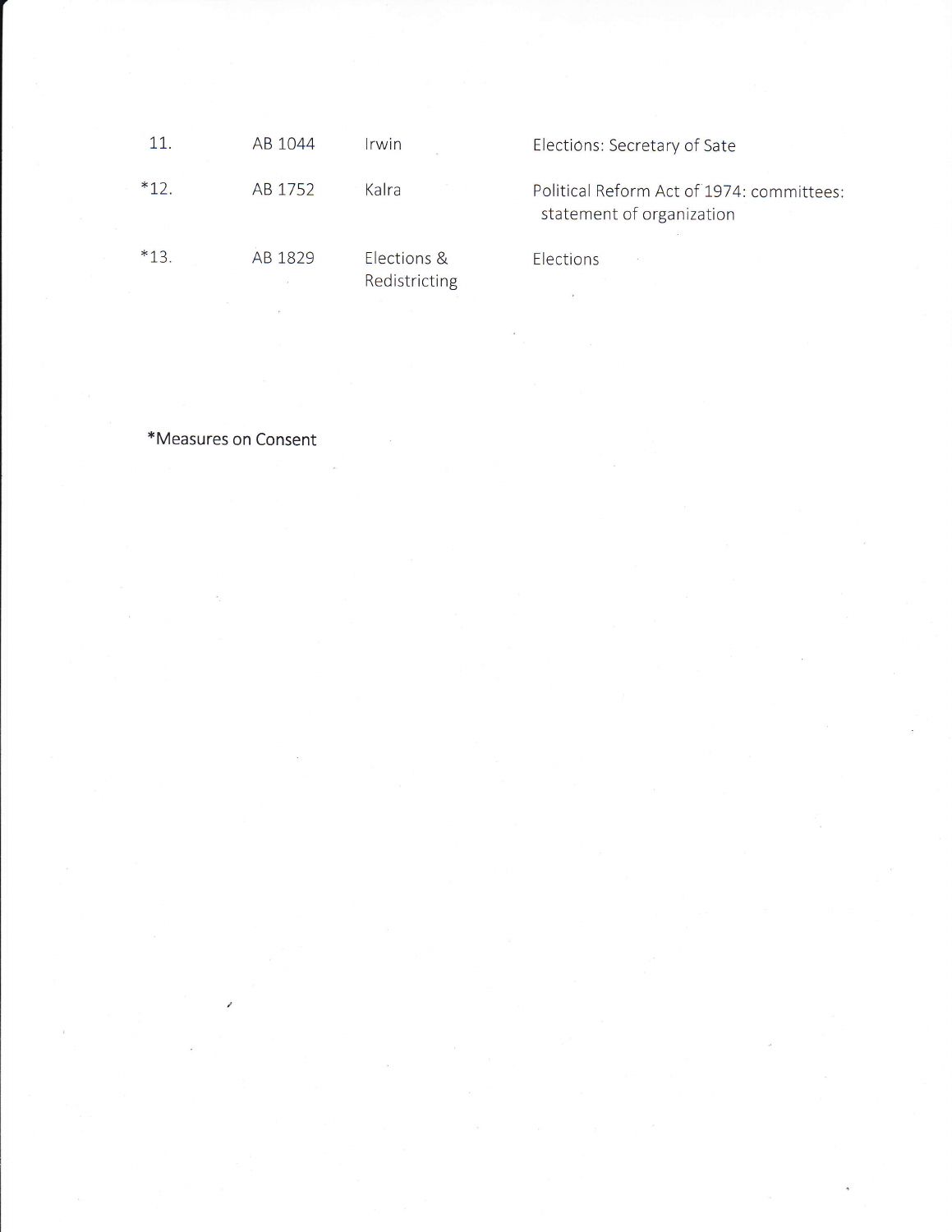| | | | |
|---|---|---|---|
| 11. | AB 1044 | Irwin | Elections: Secretary of Sate |
| *12. | AB 1752 | Kalra | Political Reform Act of 1974: committees: statement of organization |
| *13. | AB 1829 | Elections & Redistricting | Elections |

*Measures on Consent